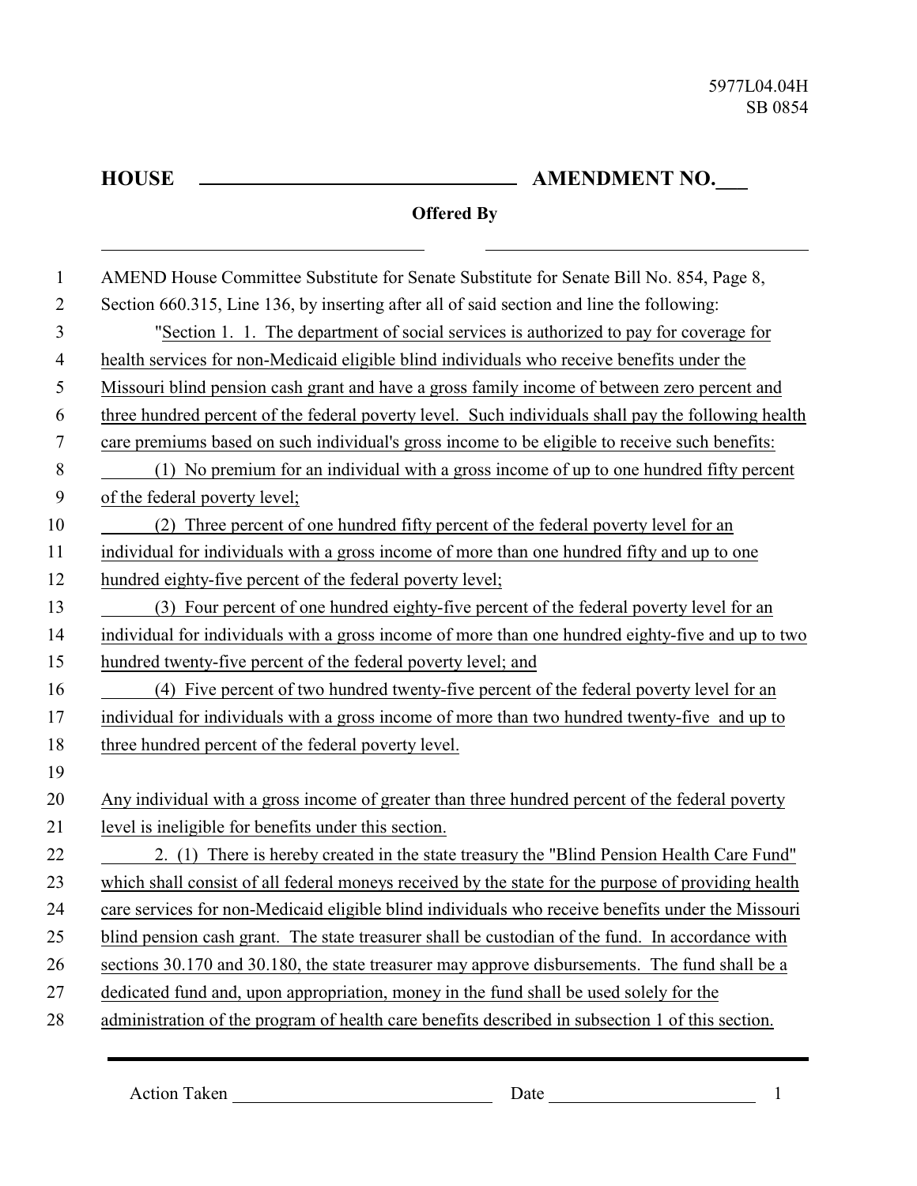5977L04.04H
SB 0854

**HOUSE \_\_\_\_\_\_\_\_\_\_\_\_\_\_\_\_\_\_\_\_\_\_\_\_\_\_\_\_\_\_ AMENDMENT NO.\_\_\_**

**Offered By**

\_\_\_\_\_\_\_\_\_\_\_\_\_\_\_\_\_\_\_\_\_\_\_\_\_\_\_\_\_\_ \_\_\_\_\_\_\_\_\_\_\_\_\_\_\_\_\_\_\_\_\_\_\_\_\_\_\_\_\_\_

AMEND House Committee Substitute for Senate Substitute for Senate Bill No. 854, Page 8, Section 660.315, Line 136, by inserting after all of said section and line the following:

"Section 1. 1. The department of social services is authorized to pay for coverage for health services for non-Medicaid eligible blind individuals who receive benefits under the Missouri blind pension cash grant and have a gross family income of between zero percent and three hundred percent of the federal poverty level. Such individuals shall pay the following health care premiums based on such individual's gross income to be eligible to receive such benefits:

(1) No premium for an individual with a gross income of up to one hundred fifty percent of the federal poverty level;

(2) Three percent of one hundred fifty percent of the federal poverty level for an individual for individuals with a gross income of more than one hundred fifty and up to one hundred eighty-five percent of the federal poverty level;

(3) Four percent of one hundred eighty-five percent of the federal poverty level for an individual for individuals with a gross income of more than one hundred eighty-five and up to two hundred twenty-five percent of the federal poverty level; and

(4) Five percent of two hundred twenty-five percent of the federal poverty level for an individual for individuals with a gross income of more than two hundred twenty-five and up to three hundred percent of the federal poverty level.

Any individual with a gross income of greater than three hundred percent of the federal poverty level is ineligible for benefits under this section.

2. (1) There is hereby created in the state treasury the "Blind Pension Health Care Fund" which shall consist of all federal moneys received by the state for the purpose of providing health care services for non-Medicaid eligible blind individuals who receive benefits under the Missouri blind pension cash grant. The state treasurer shall be custodian of the fund. In accordance with sections 30.170 and 30.180, the state treasurer may approve disbursements. The fund shall be a dedicated fund and, upon appropriation, money in the fund shall be used solely for the administration of the program of health care benefits described in subsection 1 of this section.

Action Taken \_\_\_\_\_\_\_\_\_\_\_\_\_\_\_\_\_\_\_\_\_\_\_\_\_\_\_\_ Date \_\_\_\_\_\_\_\_\_\_\_\_\_\_\_\_\_\_\_\_\_\_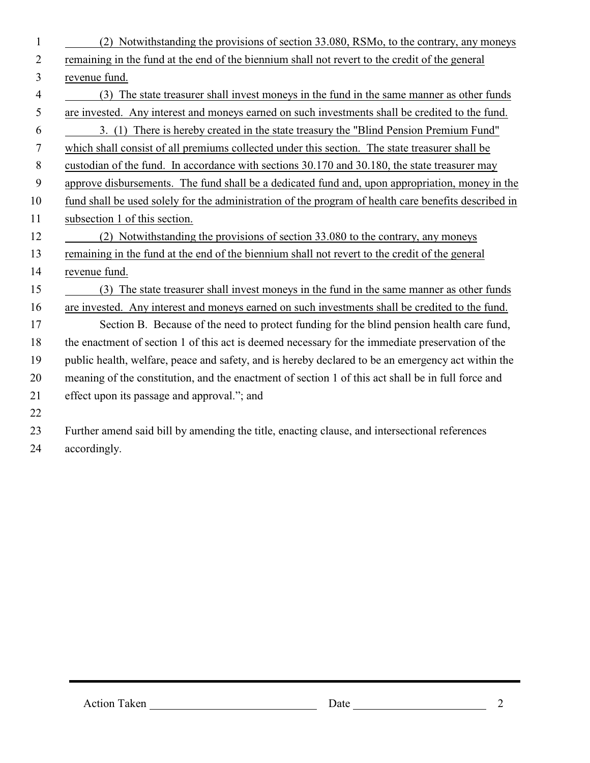(2) Notwithstanding the provisions of section 33.080, RSMo, to the contrary, any moneys remaining in the fund at the end of the biennium shall not revert to the credit of the general revenue fund.

(3) The state treasurer shall invest moneys in the fund in the same manner as other funds are invested. Any interest and moneys earned on such investments shall be credited to the fund.

3. (1) There is hereby created in the state treasury the "Blind Pension Premium Fund" which shall consist of all premiums collected under this section. The state treasurer shall be custodian of the fund. In accordance with sections 30.170 and 30.180, the state treasurer may approve disbursements. The fund shall be a dedicated fund and, upon appropriation, money in the fund shall be used solely for the administration of the program of health care benefits described in subsection 1 of this section.

(2) Notwithstanding the provisions of section 33.080 to the contrary, any moneys remaining in the fund at the end of the biennium shall not revert to the credit of the general revenue fund.

(3) The state treasurer shall invest moneys in the fund in the same manner as other funds are invested. Any interest and moneys earned on such investments shall be credited to the fund.

Section B. Because of the need to protect funding for the blind pension health care fund, the enactment of section 1 of this act is deemed necessary for the immediate preservation of the public health, welfare, peace and safety, and is hereby declared to be an emergency act within the meaning of the constitution, and the enactment of section 1 of this act shall be in full force and effect upon its passage and approval."; and

Further amend said bill by amending the title, enacting clause, and intersectional references accordingly.

Action Taken \_\_\_\_\_\_\_\_\_\_\_\_\_\_\_\_\_\_\_\_\_\_\_\_\_\_\_\_ Date \_\_\_\_\_\_\_\_\_\_\_\_\_\_\_\_\_\_\_\_\_\_